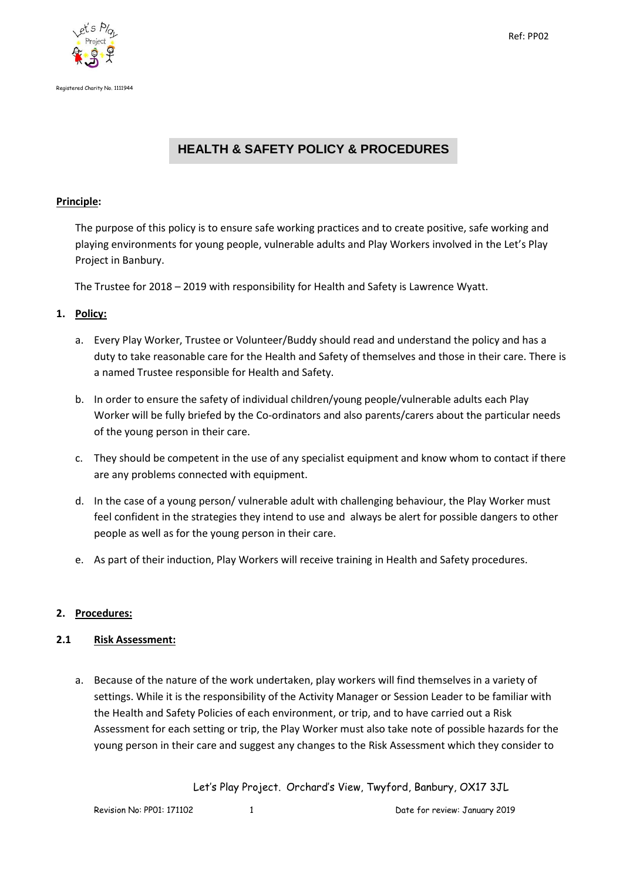Ref: PP02

Registered Charity No. 1111944

# HEALTH & SAFETY POLICY & PROCEDURES

**Principle:**

The purpose of this policy is to ensure safe working practices and to create positive, safe working and playing environments for young people, vulnerable adults and Play Workers involved in the Let's Play Project in Banbury.

The Trustee for 2018 – 2019 with responsibility for Health and Safety is Lawrence Wyatt.

## 1. Policy:

a. Every Play Worker, Trustee or Volunteer/Buddy should read and understand the policy and has a duty to take reasonable care for the Health and Safety of themselves and those in their care. There is a named Trustee responsible for Health and Safety.

b. In order to ensure the safety of individual children/young people/vulnerable adults each Play Worker will be fully briefed by the Co-ordinators and also parents/carers about the particular needs of the young person in their care.

c. They should be competent in the use of any specialist equipment and know whom to contact if there are any problems connected with equipment.

d. In the case of a young person/ vulnerable adult with challenging behaviour, the Play Worker must feel confident in the strategies they intend to use and always be alert for possible dangers to other people as well as for the young person in their care.

e. As part of their induction, Play Workers will receive training in Health and Safety procedures.

## 2. Procedures:

### 2.1 Risk Assessment:

a. Because of the nature of the work undertaken, play workers will find themselves in a variety of settings. While it is the responsibility of the Activity Manager or Session Leader to be familiar with the Health and Safety Policies of each environment, or trip, and to have carried out a Risk Assessment for each setting or trip, the Play Worker must also take note of possible hazards for the young person in their care and suggest any changes to the Risk Assessment which they consider to

Let's Play Project. Orchard's View, Twyford, Banbury, OX17 3JL

Revision No: PP01: 171102 Date for review: January 2019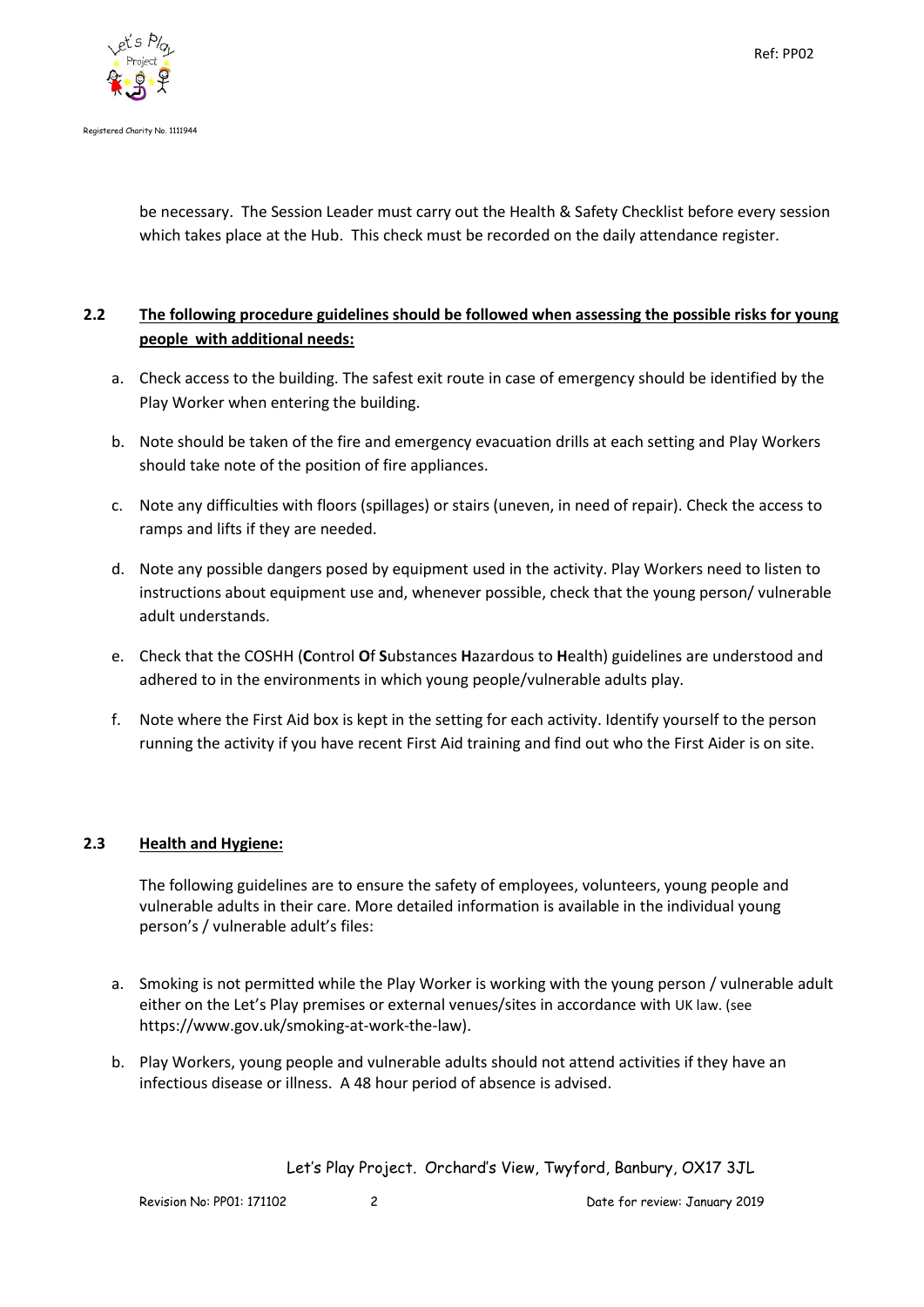be necessary. The Session Leader must carry out the Health & Safety Checklist before every session which takes place at the Hub. This check must be recorded on the daily attendance register.

### 2.2 The following procedure guidelines should be followed when assessing the possible risks for young people with additional needs:

a. Check access to the building. The safest exit route in case of emergency should be identified by the Play Worker when entering the building.

b. Note should be taken of the fire and emergency evacuation drills at each setting and Play Workers should take note of the position of fire appliances.

c. Note any difficulties with floors (spillages) or stairs (uneven, in need of repair). Check the access to ramps and lifts if they are needed.

d. Note any possible dangers posed by equipment used in the activity. Play Workers need to listen to instructions about equipment use and, whenever possible, check that the young person/ vulnerable adult understands.

e. Check that the COSHH (**C**ontrol **O**f **S**ubstances **H**azardous to **H**ealth) guidelines are understood and adhered to in the environments in which young people/vulnerable adults play.

f. Note where the First Aid box is kept in the setting for each activity. Identify yourself to the person running the activity if you have recent First Aid training and find out who the First Aider is on site.

### 2.3 Health and Hygiene:

The following guidelines are to ensure the safety of employees, volunteers, young people and vulnerable adults in their care. More detailed information is available in the individual young person's / vulnerable adult's files:

a. Smoking is not permitted while the Play Worker is working with the young person / vulnerable adult either on the Let's Play premises or external venues/sites in accordance with UK law. (see https://www.gov.uk/smoking-at-work-the-law).

b. Play Workers, young people and vulnerable adults should not attend activities if they have an infectious disease or illness. A 48 hour period of absence is advised.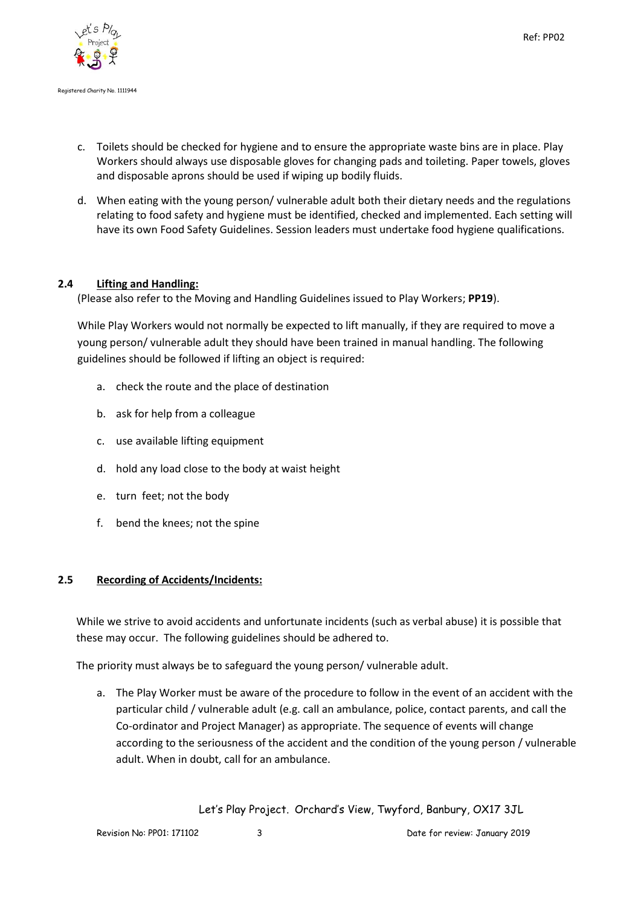c. Toilets should be checked for hygiene and to ensure the appropriate waste bins are in place. Play Workers should always use disposable gloves for changing pads and toileting. Paper towels, gloves and disposable aprons should be used if wiping up bodily fluids.

d. When eating with the young person/ vulnerable adult both their dietary needs and the regulations relating to food safety and hygiene must be identified, checked and implemented. Each setting will have its own Food Safety Guidelines. Session leaders must undertake food hygiene qualifications.

### 2.4 Lifting and Handling:

(Please also refer to the Moving and Handling Guidelines issued to Play Workers; **PP19**).

While Play Workers would not normally be expected to lift manually, if they are required to move a young person/ vulnerable adult they should have been trained in manual handling. The following guidelines should be followed if lifting an object is required:

a. check the route and the place of destination

b. ask for help from a colleague

c. use available lifting equipment

d. hold any load close to the body at waist height

e. turn feet; not the body

f. bend the knees; not the spine

### 2.5 Recording of Accidents/Incidents:

While we strive to avoid accidents and unfortunate incidents (such as verbal abuse) it is possible that these may occur. The following guidelines should be adhered to.

The priority must always be to safeguard the young person/ vulnerable adult.

a. The Play Worker must be aware of the procedure to follow in the event of an accident with the particular child / vulnerable adult (e.g. call an ambulance, police, contact parents, and call the Co-ordinator and Project Manager) as appropriate. The sequence of events will change according to the seriousness of the accident and the condition of the young person / vulnerable adult. When in doubt, call for an ambulance.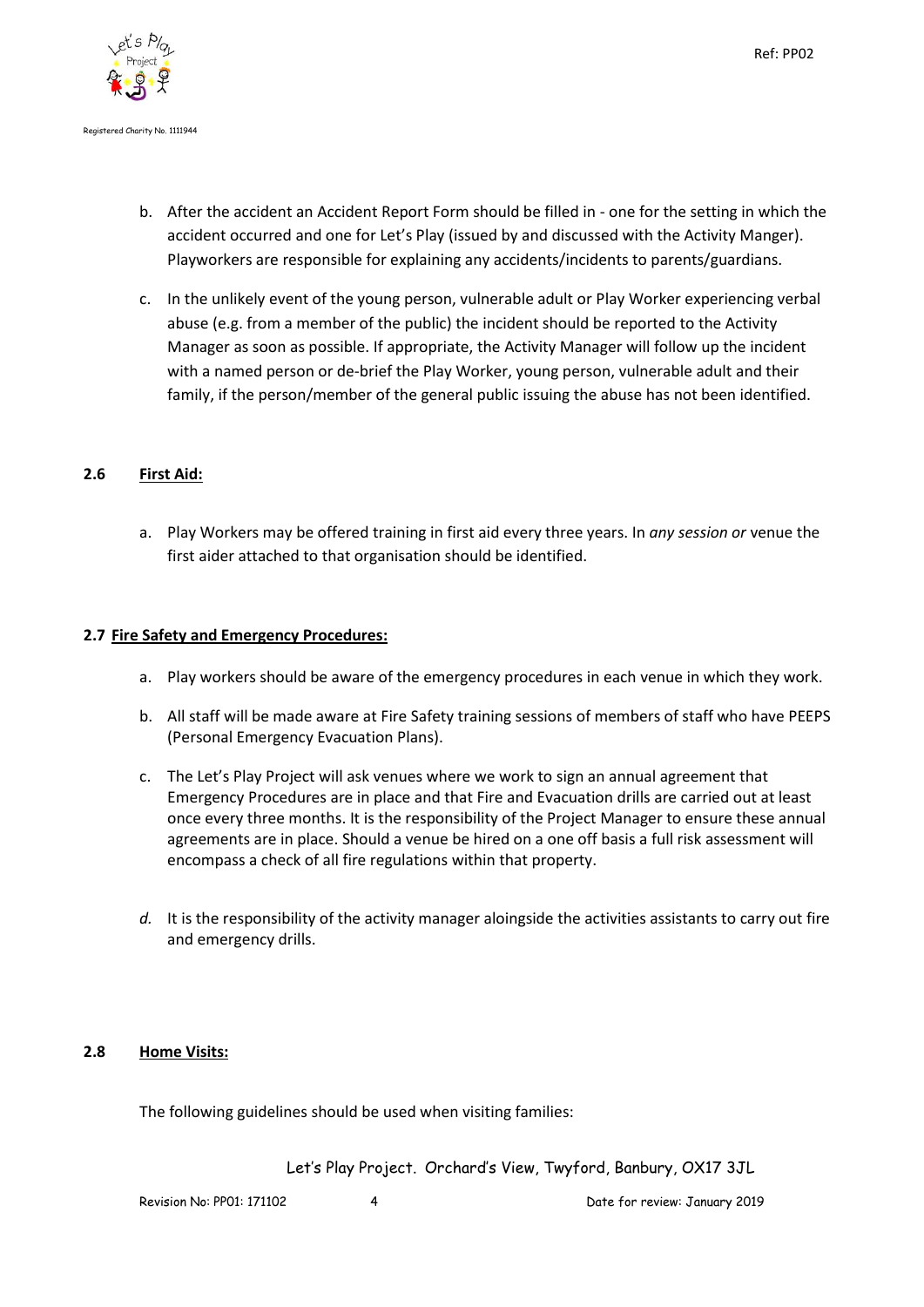b. After the accident an Accident Report Form should be filled in - one for the setting in which the accident occurred and one for Let's Play (issued by and discussed with the Activity Manger). Playworkers are responsible for explaining any accidents/incidents to parents/guardians.

c. In the unlikely event of the young person, vulnerable adult or Play Worker experiencing verbal abuse (e.g. from a member of the public) the incident should be reported to the Activity Manager as soon as possible. If appropriate, the Activity Manager will follow up the incident with a named person or de-brief the Play Worker, young person, vulnerable adult and their family, if the person/member of the general public issuing the abuse has not been identified.

## 2.6 First Aid:

a. Play Workers may be offered training in first aid every three years. In *any session or* venue the first aider attached to that organisation should be identified.

## 2.7 Fire Safety and Emergency Procedures:

a. Play workers should be aware of the emergency procedures in each venue in which they work.

b. All staff will be made aware at Fire Safety training sessions of members of staff who have PEEPS (Personal Emergency Evacuation Plans).

c. The Let's Play Project will ask venues where we work to sign an annual agreement that Emergency Procedures are in place and that Fire and Evacuation drills are carried out at least once every three months. It is the responsibility of the Project Manager to ensure these annual agreements are in place. Should a venue be hired on a one off basis a full risk assessment will encompass a check of all fire regulations within that property.

*d.* It is the responsibility of the activity manager aloingside the activities assistants to carry out fire and emergency drills.

## 2.8 Home Visits:

The following guidelines should be used when visiting families: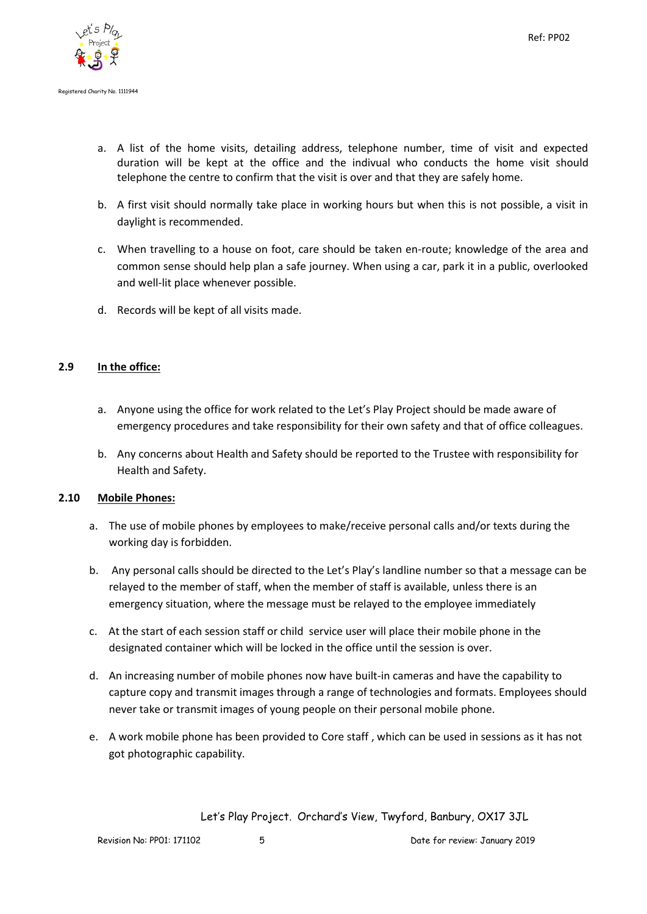a. A list of the home visits, detailing address, telephone number, time of visit and expected duration will be kept at the office and the indivual who conducts the home visit should telephone the centre to confirm that the visit is over and that they are safely home.

b. A first visit should normally take place in working hours but when this is not possible, a visit in daylight is recommended.

c. When travelling to a house on foot, care should be taken en-route; knowledge of the area and common sense should help plan a safe journey. When using a car, park it in a public, overlooked and well-lit place whenever possible.

d. Records will be kept of all visits made.

### 2.9 In the office:

a. Anyone using the office for work related to the Let's Play Project should be made aware of emergency procedures and take responsibility for their own safety and that of office colleagues.

b. Any concerns about Health and Safety should be reported to the Trustee with responsibility for Health and Safety.

### 2.10 Mobile Phones:

a. The use of mobile phones by employees to make/receive personal calls and/or texts during the working day is forbidden.

b. Any personal calls should be directed to the Let's Play's landline number so that a message can be relayed to the member of staff, when the member of staff is available, unless there is an emergency situation, where the message must be relayed to the employee immediately

c. At the start of each session staff or child service user will place their mobile phone in the designated container which will be locked in the office until the session is over.

d. An increasing number of mobile phones now have built-in cameras and have the capability to capture copy and transmit images through a range of technologies and formats. Employees should never take or transmit images of young people on their personal mobile phone.

e. A work mobile phone has been provided to Core staff , which can be used in sessions as it has not got photographic capability.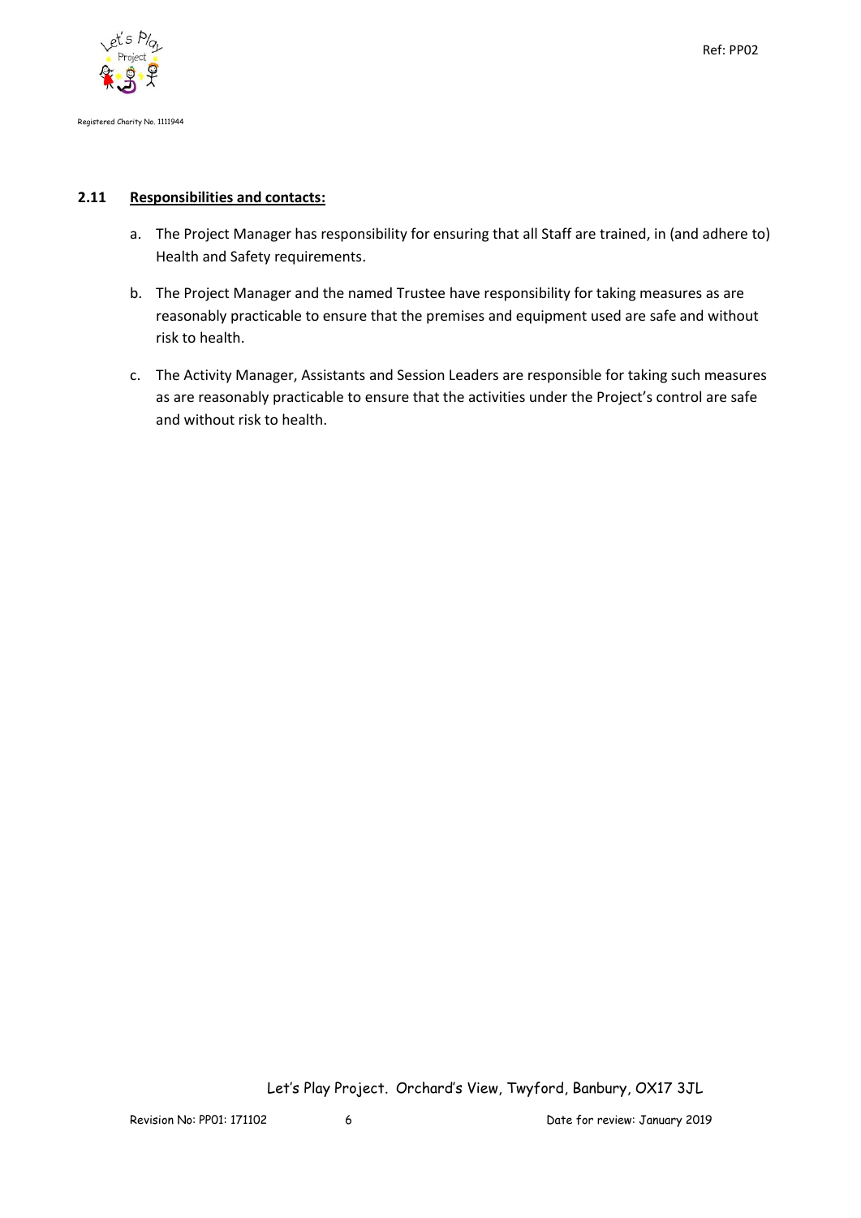### 2.11 Responsibilities and contacts:

a. The Project Manager has responsibility for ensuring that all Staff are trained, in (and adhere to) Health and Safety requirements.

b. The Project Manager and the named Trustee have responsibility for taking measures as are reasonably practicable to ensure that the premises and equipment used are safe and without risk to health.

c. The Activity Manager, Assistants and Session Leaders are responsible for taking such measures as are reasonably practicable to ensure that the activities under the Project's control are safe and without risk to health.